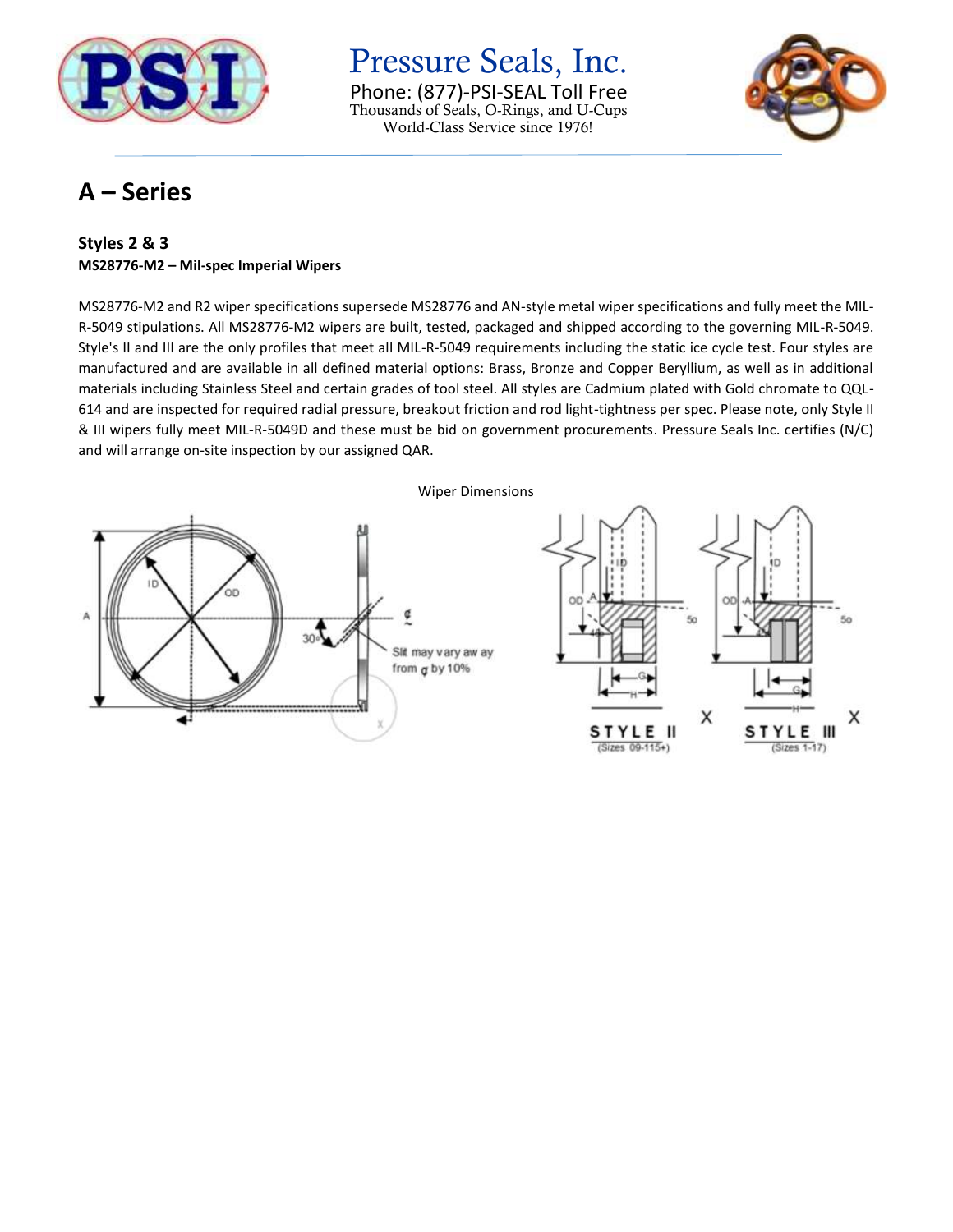# A – Series

### Styles 2 & 3

**MS28776-M2 – Mil-spec Imperial Wipers**

MS28776-M2 and R2 wiper specifications supersede MS28776 and AN-style metal wiper specifications and fully meet the MIL-R-5049 stipulations. All MS28776-M2 wipers are built, tested, packaged and shipped according to the governing MIL-R-5049. Style's II and III are the only profiles that meet all MIL-R-5049 requirements including the static ice cycle test. Four styles are manufactured and are available in all defined material options: Brass, Bronze and Copper Beryllium, as well as in additional materials including Stainless Steel and certain grades of tool steel. All styles are Cadmium plated with Gold chromate to QQL-614 and are inspected for required radial pressure, breakout friction and rod light-tightness per spec. Please note, only Style II & III wipers fully meet MIL-R-5049D and these must be bid on government procurements. Pressure Seals Inc. certifies (N/C) and will arrange on-site inspection by our assigned QAR.

Wiper Dimensions

Slit may vary away from ℄ by 10%

STYLE II (Sizes 09-115+)

STYLE III (Sizes 1-17)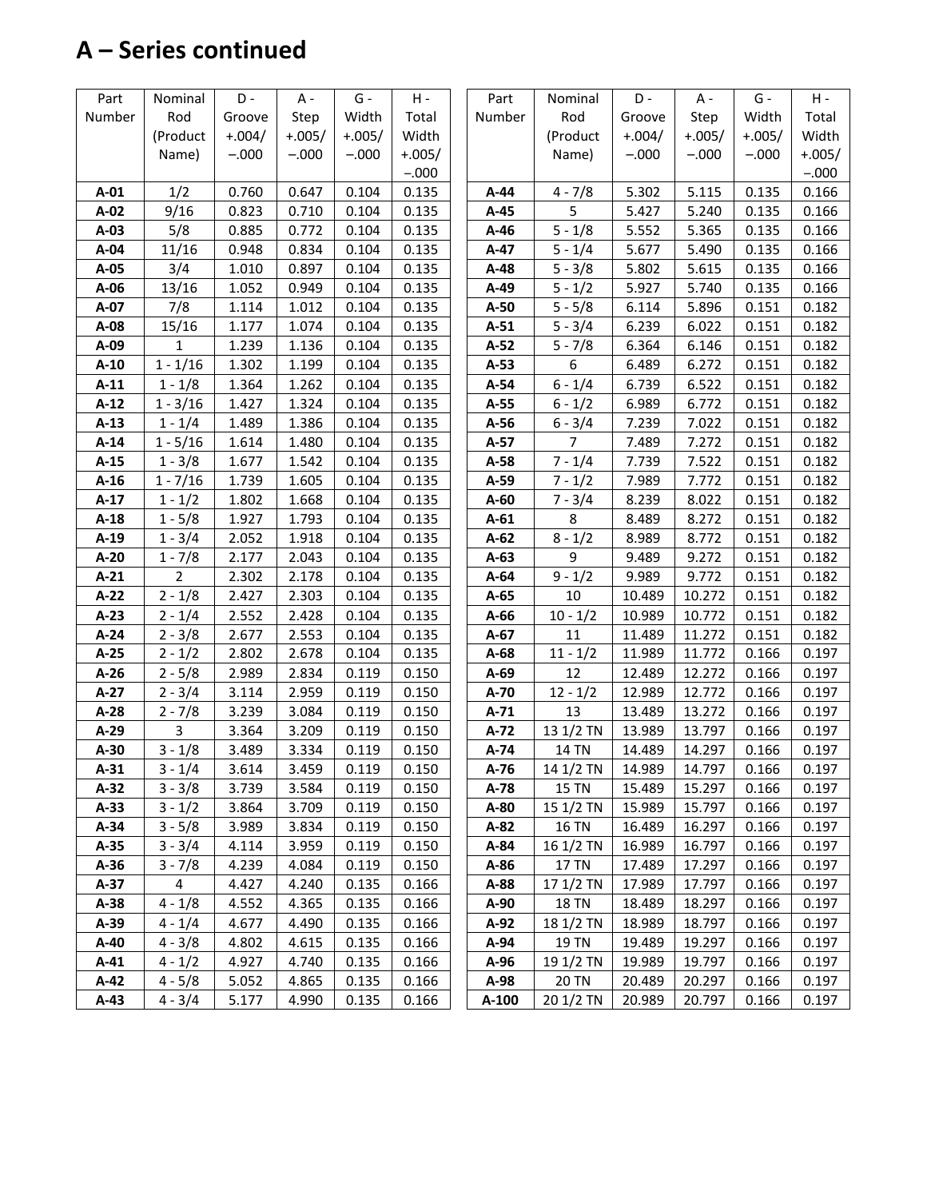# A – Series continued

| Part Number | Nominal Rod (Product Name) | D - Groove +.004/ –.000 | A - Step +.005/ –.000 | G - Width +.005/ –.000 | H - Total Width +.005/ –.000 |
|---|---|---|---|---|---|
| **A-01** | 1/2 | 0.760 | 0.647 | 0.104 | 0.135 |
| **A-02** | 9/16 | 0.823 | 0.710 | 0.104 | 0.135 |
| **A-03** | 5/8 | 0.885 | 0.772 | 0.104 | 0.135 |
| **A-04** | 11/16 | 0.948 | 0.834 | 0.104 | 0.135 |
| **A-05** | 3/4 | 1.010 | 0.897 | 0.104 | 0.135 |
| **A-06** | 13/16 | 1.052 | 0.949 | 0.104 | 0.135 |
| **A-07** | 7/8 | 1.114 | 1.012 | 0.104 | 0.135 |
| **A-08** | 15/16 | 1.177 | 1.074 | 0.104 | 0.135 |
| **A-09** | 1 | 1.239 | 1.136 | 0.104 | 0.135 |
| **A-10** | 1 - 1/16 | 1.302 | 1.199 | 0.104 | 0.135 |
| **A-11** | 1 - 1/8 | 1.364 | 1.262 | 0.104 | 0.135 |
| **A-12** | 1 - 3/16 | 1.427 | 1.324 | 0.104 | 0.135 |
| **A-13** | 1 - 1/4 | 1.489 | 1.386 | 0.104 | 0.135 |
| **A-14** | 1 - 5/16 | 1.614 | 1.480 | 0.104 | 0.135 |
| **A-15** | 1 - 3/8 | 1.677 | 1.542 | 0.104 | 0.135 |
| **A-16** | 1 - 7/16 | 1.739 | 1.605 | 0.104 | 0.135 |
| **A-17** | 1 - 1/2 | 1.802 | 1.668 | 0.104 | 0.135 |
| **A-18** | 1 - 5/8 | 1.927 | 1.793 | 0.104 | 0.135 |
| **A-19** | 1 - 3/4 | 2.052 | 1.918 | 0.104 | 0.135 |
| **A-20** | 1 - 7/8 | 2.177 | 2.043 | 0.104 | 0.135 |
| **A-21** | 2 | 2.302 | 2.178 | 0.104 | 0.135 |
| **A-22** | 2 - 1/8 | 2.427 | 2.303 | 0.104 | 0.135 |
| **A-23** | 2 - 1/4 | 2.552 | 2.428 | 0.104 | 0.135 |
| **A-24** | 2 - 3/8 | 2.677 | 2.553 | 0.104 | 0.135 |
| **A-25** | 2 - 1/2 | 2.802 | 2.678 | 0.104 | 0.135 |
| **A-26** | 2 - 5/8 | 2.989 | 2.834 | 0.119 | 0.150 |
| **A-27** | 2 - 3/4 | 3.114 | 2.959 | 0.119 | 0.150 |
| **A-28** | 2 - 7/8 | 3.239 | 3.084 | 0.119 | 0.150 |
| **A-29** | 3 | 3.364 | 3.209 | 0.119 | 0.150 |
| **A-30** | 3 - 1/8 | 3.489 | 3.334 | 0.119 | 0.150 |
| **A-31** | 3 - 1/4 | 3.614 | 3.459 | 0.119 | 0.150 |
| **A-32** | 3 - 3/8 | 3.739 | 3.584 | 0.119 | 0.150 |
| **A-33** | 3 - 1/2 | 3.864 | 3.709 | 0.119 | 0.150 |
| **A-34** | 3 - 5/8 | 3.989 | 3.834 | 0.119 | 0.150 |
| **A-35** | 3 - 3/4 | 4.114 | 3.959 | 0.119 | 0.150 |
| **A-36** | 3 - 7/8 | 4.239 | 4.084 | 0.119 | 0.150 |
| **A-37** | 4 | 4.427 | 4.240 | 0.135 | 0.166 |
| **A-38** | 4 - 1/8 | 4.552 | 4.365 | 0.135 | 0.166 |
| **A-39** | 4 - 1/4 | 4.677 | 4.490 | 0.135 | 0.166 |
| **A-40** | 4 - 3/8 | 4.802 | 4.615 | 0.135 | 0.166 |
| **A-41** | 4 - 1/2 | 4.927 | 4.740 | 0.135 | 0.166 |
| **A-42** | 4 - 5/8 | 5.052 | 4.865 | 0.135 | 0.166 |
| **A-43** | 4 - 3/4 | 5.177 | 4.990 | 0.135 | 0.166 |
| **A-44** | 4 - 7/8 | 5.302 | 5.115 | 0.135 | 0.166 |
| **A-45** | 5 | 5.427 | 5.240 | 0.135 | 0.166 |
| **A-46** | 5 - 1/8 | 5.552 | 5.365 | 0.135 | 0.166 |
| **A-47** | 5 - 1/4 | 5.677 | 5.490 | 0.135 | 0.166 |
| **A-48** | 5 - 3/8 | 5.802 | 5.615 | 0.135 | 0.166 |
| **A-49** | 5 - 1/2 | 5.927 | 5.740 | 0.135 | 0.166 |
| **A-50** | 5 - 5/8 | 6.114 | 5.896 | 0.151 | 0.182 |
| **A-51** | 5 - 3/4 | 6.239 | 6.022 | 0.151 | 0.182 |
| **A-52** | 5 - 7/8 | 6.364 | 6.146 | 0.151 | 0.182 |
| **A-53** | 6 | 6.489 | 6.272 | 0.151 | 0.182 |
| **A-54** | 6 - 1/4 | 6.739 | 6.522 | 0.151 | 0.182 |
| **A-55** | 6 - 1/2 | 6.989 | 6.772 | 0.151 | 0.182 |
| **A-56** | 6 - 3/4 | 7.239 | 7.022 | 0.151 | 0.182 |
| **A-57** | 7 | 7.489 | 7.272 | 0.151 | 0.182 |
| **A-58** | 7 - 1/4 | 7.739 | 7.522 | 0.151 | 0.182 |
| **A-59** | 7 - 1/2 | 7.989 | 7.772 | 0.151 | 0.182 |
| **A-60** | 7 - 3/4 | 8.239 | 8.022 | 0.151 | 0.182 |
| **A-61** | 8 | 8.489 | 8.272 | 0.151 | 0.182 |
| **A-62** | 8 - 1/2 | 8.989 | 8.772 | 0.151 | 0.182 |
| **A-63** | 9 | 9.489 | 9.272 | 0.151 | 0.182 |
| **A-64** | 9 - 1/2 | 9.989 | 9.772 | 0.151 | 0.182 |
| **A-65** | 10 | 10.489 | 10.272 | 0.151 | 0.182 |
| **A-66** | 10 - 1/2 | 10.989 | 10.772 | 0.151 | 0.182 |
| **A-67** | 11 | 11.489 | 11.272 | 0.151 | 0.182 |
| **A-68** | 11 - 1/2 | 11.989 | 11.772 | 0.166 | 0.197 |
| **A-69** | 12 | 12.489 | 12.272 | 0.166 | 0.197 |
| **A-70** | 12 - 1/2 | 12.989 | 12.772 | 0.166 | 0.197 |
| **A-71** | 13 | 13.489 | 13.272 | 0.166 | 0.197 |
| **A-72** | 13 1/2 TN | 13.989 | 13.797 | 0.166 | 0.197 |
| **A-74** | 14 TN | 14.489 | 14.297 | 0.166 | 0.197 |
| **A-76** | 14 1/2 TN | 14.989 | 14.797 | 0.166 | 0.197 |
| **A-78** | 15 TN | 15.489 | 15.297 | 0.166 | 0.197 |
| **A-80** | 15 1/2 TN | 15.989 | 15.797 | 0.166 | 0.197 |
| **A-82** | 16 TN | 16.489 | 16.297 | 0.166 | 0.197 |
| **A-84** | 16 1/2 TN | 16.989 | 16.797 | 0.166 | 0.197 |
| **A-86** | 17 TN | 17.489 | 17.297 | 0.166 | 0.197 |
| **A-88** | 17 1/2 TN | 17.989 | 17.797 | 0.166 | 0.197 |
| **A-90** | 18 TN | 18.489 | 18.297 | 0.166 | 0.197 |
| **A-92** | 18 1/2 TN | 18.989 | 18.797 | 0.166 | 0.197 |
| **A-94** | 19 TN | 19.489 | 19.297 | 0.166 | 0.197 |
| **A-96** | 19 1/2 TN | 19.989 | 19.797 | 0.166 | 0.197 |
| **A-98** | 20 TN | 20.489 | 20.297 | 0.166 | 0.197 |
| **A-100** | 20 1/2 TN | 20.989 | 20.797 | 0.166 | 0.197 |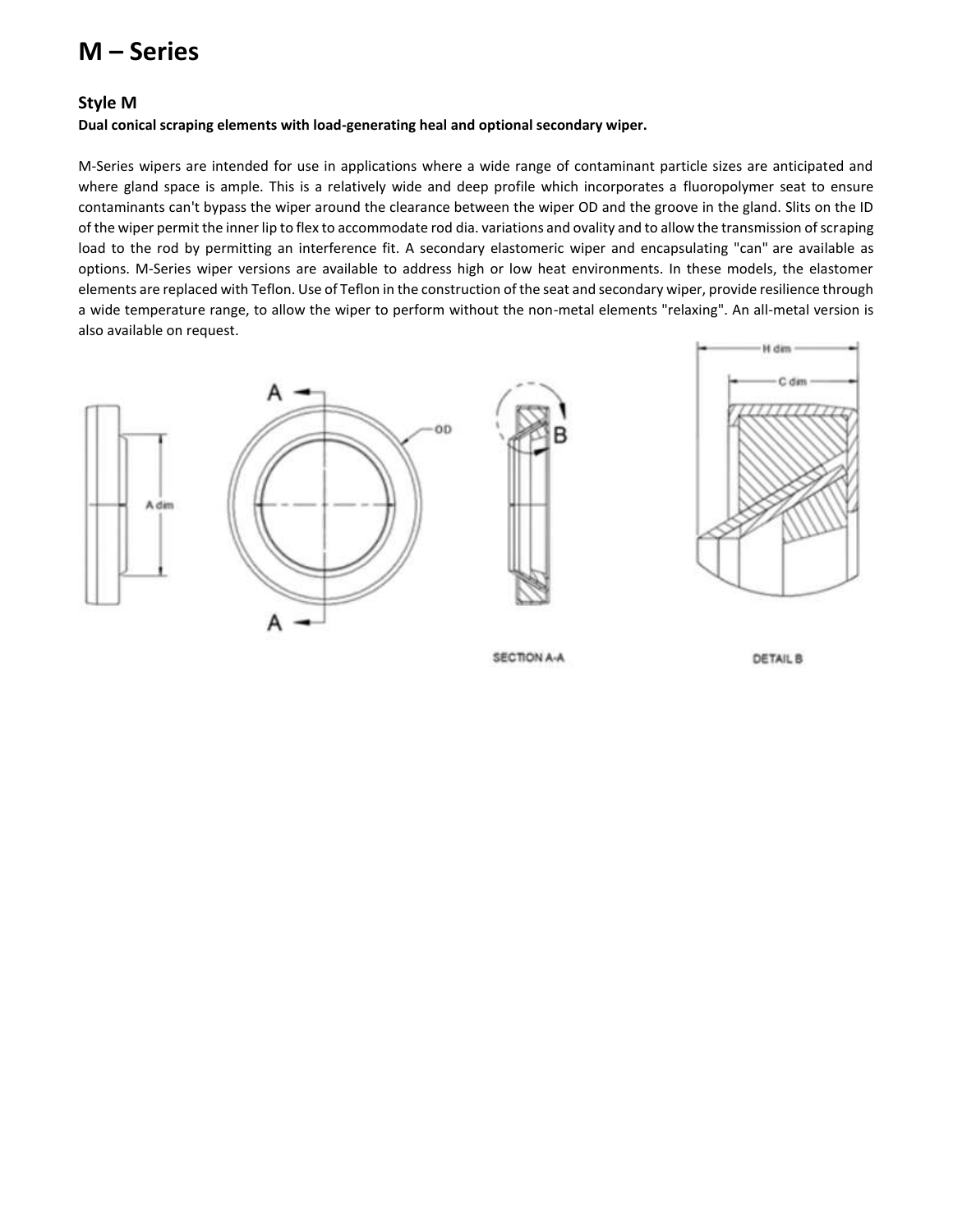# M – Series

## Style M

**Dual conical scraping elements with load-generating heal and optional secondary wiper.**

M-Series wipers are intended for use in applications where a wide range of contaminant particle sizes are anticipated and where gland space is ample. This is a relatively wide and deep profile which incorporates a fluoropolymer seat to ensure contaminants can't bypass the wiper around the clearance between the wiper OD and the groove in the gland. Slits on the ID of the wiper permit the inner lip to flex to accommodate rod dia. variations and ovality and to allow the transmission of scraping load to the rod by permitting an interference fit. A secondary elastomeric wiper and encapsulating "can" are available as options. M-Series wiper versions are available to address high or low heat environments. In these models, the elastomer elements are replaced with Teflon. Use of Teflon in the construction of the seat and secondary wiper, provide resilience through a wide temperature range, to allow the wiper to perform without the non-metal elements "relaxing". An all-metal version is also available on request.

A dim

A

OD

B

H dim

C dim

SECTION A-A

DETAIL B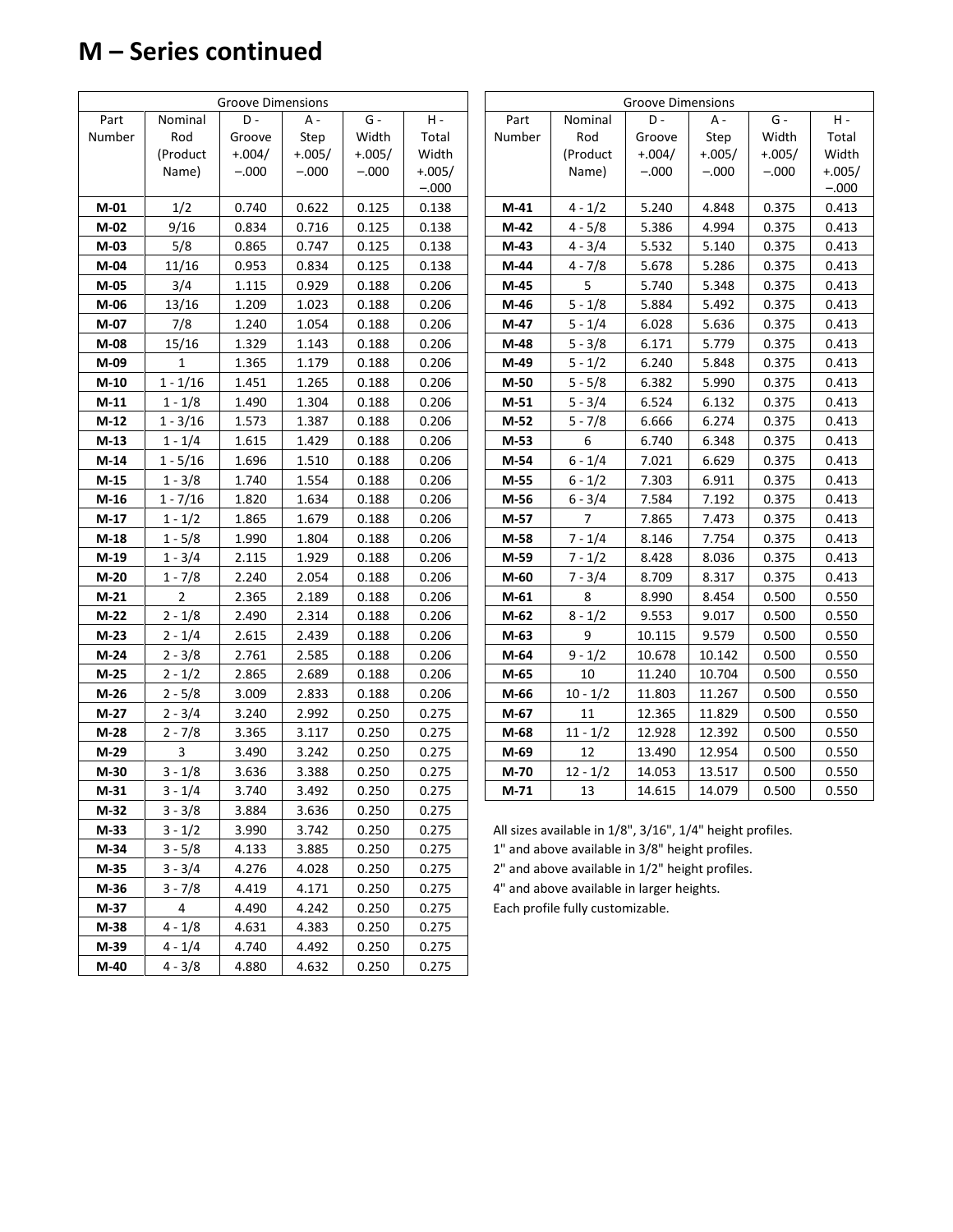# M – Series continued

| Groove Dimensions | | | | | |
|---|---|---|---|---|---|
| Part Number | Nominal Rod (Product Name) | D - Groove +.004/ –.000 | A - Step +.005/ –.000 | G - Width +.005/ –.000 | H - Total Width +.005/ –.000 |
| **M-01** | 1/2 | 0.740 | 0.622 | 0.125 | 0.138 |
| **M-02** | 9/16 | 0.834 | 0.716 | 0.125 | 0.138 |
| **M-03** | 5/8 | 0.865 | 0.747 | 0.125 | 0.138 |
| **M-04** | 11/16 | 0.953 | 0.834 | 0.125 | 0.138 |
| **M-05** | 3/4 | 1.115 | 0.929 | 0.188 | 0.206 |
| **M-06** | 13/16 | 1.209 | 1.023 | 0.188 | 0.206 |
| **M-07** | 7/8 | 1.240 | 1.054 | 0.188 | 0.206 |
| **M-08** | 15/16 | 1.329 | 1.143 | 0.188 | 0.206 |
| **M-09** | 1 | 1.365 | 1.179 | 0.188 | 0.206 |
| **M-10** | 1 - 1/16 | 1.451 | 1.265 | 0.188 | 0.206 |
| **M-11** | 1 - 1/8 | 1.490 | 1.304 | 0.188 | 0.206 |
| **M-12** | 1 - 3/16 | 1.573 | 1.387 | 0.188 | 0.206 |
| **M-13** | 1 - 1/4 | 1.615 | 1.429 | 0.188 | 0.206 |
| **M-14** | 1 - 5/16 | 1.696 | 1.510 | 0.188 | 0.206 |
| **M-15** | 1 - 3/8 | 1.740 | 1.554 | 0.188 | 0.206 |
| **M-16** | 1 - 7/16 | 1.820 | 1.634 | 0.188 | 0.206 |
| **M-17** | 1 - 1/2 | 1.865 | 1.679 | 0.188 | 0.206 |
| **M-18** | 1 - 5/8 | 1.990 | 1.804 | 0.188 | 0.206 |
| **M-19** | 1 - 3/4 | 2.115 | 1.929 | 0.188 | 0.206 |
| **M-20** | 1 - 7/8 | 2.240 | 2.054 | 0.188 | 0.206 |
| **M-21** | 2 | 2.365 | 2.189 | 0.188 | 0.206 |
| **M-22** | 2 - 1/8 | 2.490 | 2.314 | 0.188 | 0.206 |
| **M-23** | 2 - 1/4 | 2.615 | 2.439 | 0.188 | 0.206 |
| **M-24** | 2 - 3/8 | 2.761 | 2.585 | 0.188 | 0.206 |
| **M-25** | 2 - 1/2 | 2.865 | 2.689 | 0.188 | 0.206 |
| **M-26** | 2 - 5/8 | 3.009 | 2.833 | 0.188 | 0.206 |
| **M-27** | 2 - 3/4 | 3.240 | 2.992 | 0.250 | 0.275 |
| **M-28** | 2 - 7/8 | 3.365 | 3.117 | 0.250 | 0.275 |
| **M-29** | 3 | 3.490 | 3.242 | 0.250 | 0.275 |
| **M-30** | 3 - 1/8 | 3.636 | 3.388 | 0.250 | 0.275 |
| **M-31** | 3 - 1/4 | 3.740 | 3.492 | 0.250 | 0.275 |
| **M-32** | 3 - 3/8 | 3.884 | 3.636 | 0.250 | 0.275 |
| **M-33** | 3 - 1/2 | 3.990 | 3.742 | 0.250 | 0.275 |
| **M-34** | 3 - 5/8 | 4.133 | 3.885 | 0.250 | 0.275 |
| **M-35** | 3 - 3/4 | 4.276 | 4.028 | 0.250 | 0.275 |
| **M-36** | 3 - 7/8 | 4.419 | 4.171 | 0.250 | 0.275 |
| **M-37** | 4 | 4.490 | 4.242 | 0.250 | 0.275 |
| **M-38** | 4 - 1/8 | 4.631 | 4.383 | 0.250 | 0.275 |
| **M-39** | 4 - 1/4 | 4.740 | 4.492 | 0.250 | 0.275 |
| **M-40** | 4 - 3/8 | 4.880 | 4.632 | 0.250 | 0.275 |

| Groove Dimensions | | | | | |
|---|---|---|---|---|---|
| Part Number | Nominal Rod (Product Name) | D - Groove +.004/ –.000 | A - Step +.005/ –.000 | G - Width +.005/ –.000 | H - Total Width +.005/ –.000 |
| **M-41** | 4 - 1/2 | 5.240 | 4.848 | 0.375 | 0.413 |
| **M-42** | 4 - 5/8 | 5.386 | 4.994 | 0.375 | 0.413 |
| **M-43** | 4 - 3/4 | 5.532 | 5.140 | 0.375 | 0.413 |
| **M-44** | 4 - 7/8 | 5.678 | 5.286 | 0.375 | 0.413 |
| **M-45** | 5 | 5.740 | 5.348 | 0.375 | 0.413 |
| **M-46** | 5 - 1/8 | 5.884 | 5.492 | 0.375 | 0.413 |
| **M-47** | 5 - 1/4 | 6.028 | 5.636 | 0.375 | 0.413 |
| **M-48** | 5 - 3/8 | 6.171 | 5.779 | 0.375 | 0.413 |
| **M-49** | 5 - 1/2 | 6.240 | 5.848 | 0.375 | 0.413 |
| **M-50** | 5 - 5/8 | 6.382 | 5.990 | 0.375 | 0.413 |
| **M-51** | 5 - 3/4 | 6.524 | 6.132 | 0.375 | 0.413 |
| **M-52** | 5 - 7/8 | 6.666 | 6.274 | 0.375 | 0.413 |
| **M-53** | 6 | 6.740 | 6.348 | 0.375 | 0.413 |
| **M-54** | 6 - 1/4 | 7.021 | 6.629 | 0.375 | 0.413 |
| **M-55** | 6 - 1/2 | 7.303 | 6.911 | 0.375 | 0.413 |
| **M-56** | 6 - 3/4 | 7.584 | 7.192 | 0.375 | 0.413 |
| **M-57** | 7 | 7.865 | 7.473 | 0.375 | 0.413 |
| **M-58** | 7 - 1/4 | 8.146 | 7.754 | 0.375 | 0.413 |
| **M-59** | 7 - 1/2 | 8.428 | 8.036 | 0.375 | 0.413 |
| **M-60** | 7 - 3/4 | 8.709 | 8.317 | 0.375 | 0.413 |
| **M-61** | 8 | 8.990 | 8.454 | 0.500 | 0.550 |
| **M-62** | 8 - 1/2 | 9.553 | 9.017 | 0.500 | 0.550 |
| **M-63** | 9 | 10.115 | 9.579 | 0.500 | 0.550 |
| **M-64** | 9 - 1/2 | 10.678 | 10.142 | 0.500 | 0.550 |
| **M-65** | 10 | 11.240 | 10.704 | 0.500 | 0.550 |
| **M-66** | 10 - 1/2 | 11.803 | 11.267 | 0.500 | 0.550 |
| **M-67** | 11 | 12.365 | 11.829 | 0.500 | 0.550 |
| **M-68** | 11 - 1/2 | 12.928 | 12.392 | 0.500 | 0.550 |
| **M-69** | 12 | 13.490 | 12.954 | 0.500 | 0.550 |
| **M-70** | 12 - 1/2 | 14.053 | 13.517 | 0.500 | 0.550 |
| **M-71** | 13 | 14.615 | 14.079 | 0.500 | 0.550 |

All sizes available in 1/8", 3/16", 1/4" height profiles.
1" and above available in 3/8" height profiles.
2" and above available in 1/2" height profiles.
4" and above available in larger heights.
Each profile fully customizable.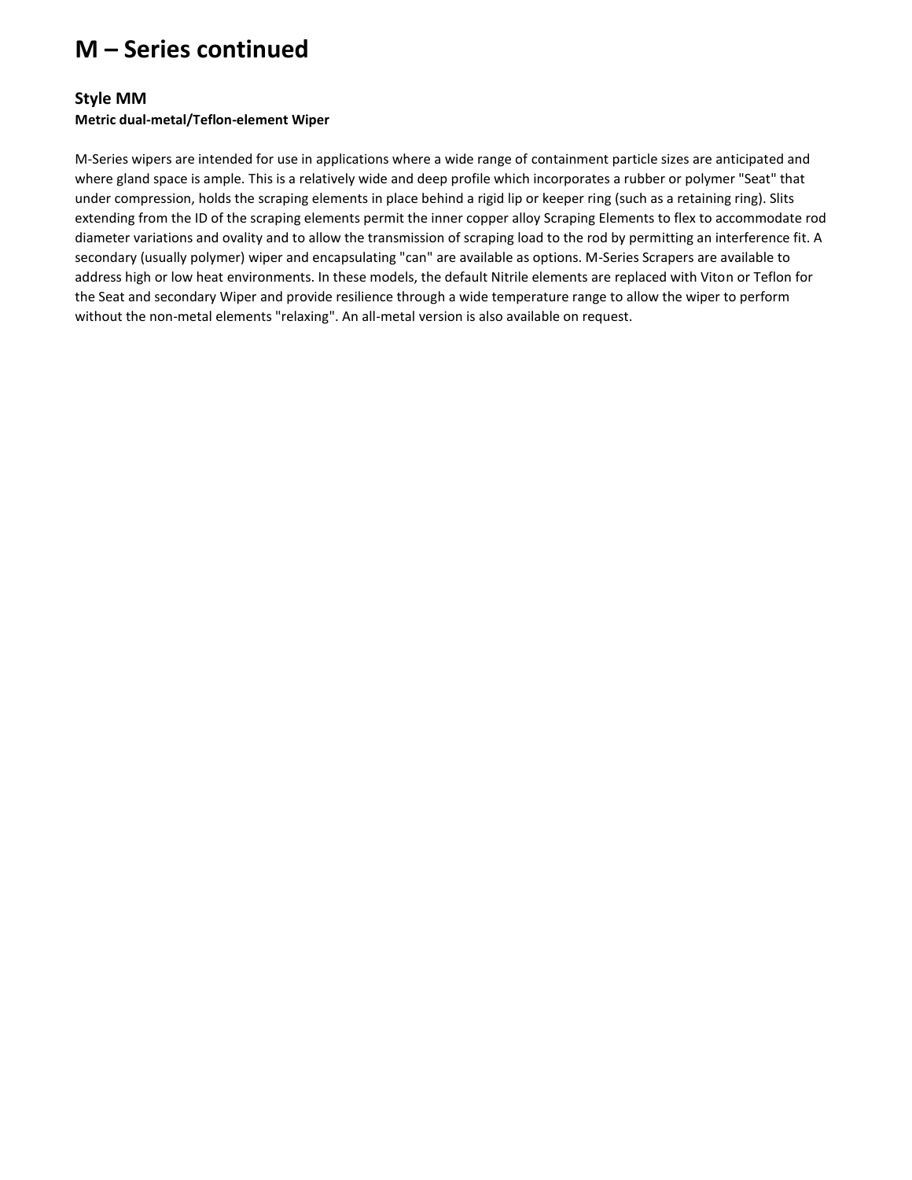# M – Series continued

## Style MM

**Metric dual-metal/Teflon-element Wiper**

M-Series wipers are intended for use in applications where a wide range of containment particle sizes are anticipated and where gland space is ample. This is a relatively wide and deep profile which incorporates a rubber or polymer "Seat" that under compression, holds the scraping elements in place behind a rigid lip or keeper ring (such as a retaining ring). Slits extending from the ID of the scraping elements permit the inner copper alloy Scraping Elements to flex to accommodate rod diameter variations and ovality and to allow the transmission of scraping load to the rod by permitting an interference fit. A secondary (usually polymer) wiper and encapsulating "can" are available as options. M-Series Scrapers are available to address high or low heat environments. In these models, the default Nitrile elements are replaced with Viton or Teflon for the Seat and secondary Wiper and provide resilience through a wide temperature range to allow the wiper to perform without the non-metal elements "relaxing". An all-metal version is also available on request.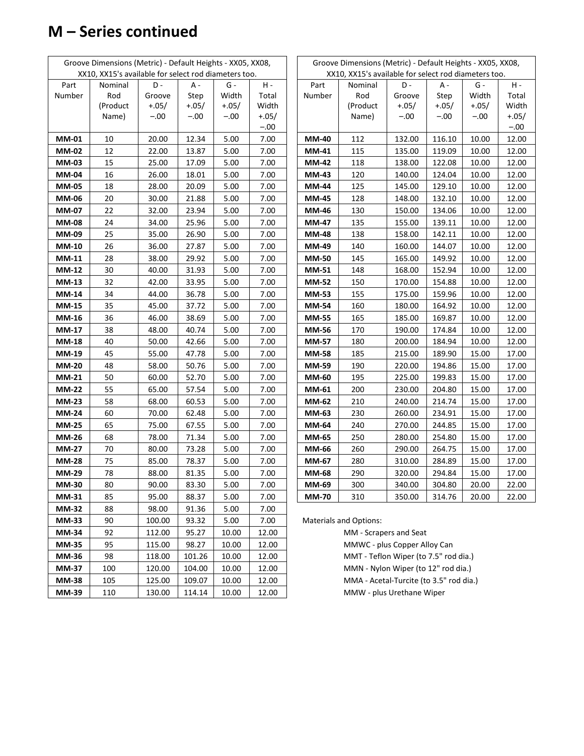# M – Series continued

| Groove Dimensions (Metric) - Default Heights - XX05, XX08, XX10, XX15's available for select rod diameters too. | | | | | |
|---|---|---|---|---|---|
| Part Number | Nominal Rod (Product Name) | D - Groove +.05/ –.00 | A - Step +.05/ –.00 | G - Width +.05/ –.00 | H - Total Width +.05/ –.00 |
| **MM-01** | 10 | 20.00 | 12.34 | 5.00 | 7.00 |
| **MM-02** | 12 | 22.00 | 13.87 | 5.00 | 7.00 |
| **MM-03** | 15 | 25.00 | 17.09 | 5.00 | 7.00 |
| **MM-04** | 16 | 26.00 | 18.01 | 5.00 | 7.00 |
| **MM-05** | 18 | 28.00 | 20.09 | 5.00 | 7.00 |
| **MM-06** | 20 | 30.00 | 21.88 | 5.00 | 7.00 |
| **MM-07** | 22 | 32.00 | 23.94 | 5.00 | 7.00 |
| **MM-08** | 24 | 34.00 | 25.96 | 5.00 | 7.00 |
| **MM-09** | 25 | 35.00 | 26.90 | 5.00 | 7.00 |
| **MM-10** | 26 | 36.00 | 27.87 | 5.00 | 7.00 |
| **MM-11** | 28 | 38.00 | 29.92 | 5.00 | 7.00 |
| **MM-12** | 30 | 40.00 | 31.93 | 5.00 | 7.00 |
| **MM-13** | 32 | 42.00 | 33.95 | 5.00 | 7.00 |
| **MM-14** | 34 | 44.00 | 36.78 | 5.00 | 7.00 |
| **MM-15** | 35 | 45.00 | 37.72 | 5.00 | 7.00 |
| **MM-16** | 36 | 46.00 | 38.69 | 5.00 | 7.00 |
| **MM-17** | 38 | 48.00 | 40.74 | 5.00 | 7.00 |
| **MM-18** | 40 | 50.00 | 42.66 | 5.00 | 7.00 |
| **MM-19** | 45 | 55.00 | 47.78 | 5.00 | 7.00 |
| **MM-20** | 48 | 58.00 | 50.76 | 5.00 | 7.00 |
| **MM-21** | 50 | 60.00 | 52.70 | 5.00 | 7.00 |
| **MM-22** | 55 | 65.00 | 57.54 | 5.00 | 7.00 |
| **MM-23** | 58 | 68.00 | 60.53 | 5.00 | 7.00 |
| **MM-24** | 60 | 70.00 | 62.48 | 5.00 | 7.00 |
| **MM-25** | 65 | 75.00 | 67.55 | 5.00 | 7.00 |
| **MM-26** | 68 | 78.00 | 71.34 | 5.00 | 7.00 |
| **MM-27** | 70 | 80.00 | 73.28 | 5.00 | 7.00 |
| **MM-28** | 75 | 85.00 | 78.37 | 5.00 | 7.00 |
| **MM-29** | 78 | 88.00 | 81.35 | 5.00 | 7.00 |
| **MM-30** | 80 | 90.00 | 83.30 | 5.00 | 7.00 |
| **MM-31** | 85 | 95.00 | 88.37 | 5.00 | 7.00 |
| **MM-32** | 88 | 98.00 | 91.36 | 5.00 | 7.00 |
| **MM-33** | 90 | 100.00 | 93.32 | 5.00 | 7.00 |
| **MM-34** | 92 | 112.00 | 95.27 | 10.00 | 12.00 |
| **MM-35** | 95 | 115.00 | 98.27 | 10.00 | 12.00 |
| **MM-36** | 98 | 118.00 | 101.26 | 10.00 | 12.00 |
| **MM-37** | 100 | 120.00 | 104.00 | 10.00 | 12.00 |
| **MM-38** | 105 | 125.00 | 109.07 | 10.00 | 12.00 |
| **MM-39** | 110 | 130.00 | 114.14 | 10.00 | 12.00 |

| Groove Dimensions (Metric) - Default Heights - XX05, XX08, XX10, XX15's available for select rod diameters too. | | | | | |
|---|---|---|---|---|---|
| Part Number | Nominal Rod (Product Name) | D - Groove +.05/ –.00 | A - Step +.05/ –.00 | G - Width +.05/ –.00 | H - Total Width +.05/ –.00 |
| **MM-40** | 112 | 132.00 | 116.10 | 10.00 | 12.00 |
| **MM-41** | 115 | 135.00 | 119.09 | 10.00 | 12.00 |
| **MM-42** | 118 | 138.00 | 122.08 | 10.00 | 12.00 |
| **MM-43** | 120 | 140.00 | 124.04 | 10.00 | 12.00 |
| **MM-44** | 125 | 145.00 | 129.10 | 10.00 | 12.00 |
| **MM-45** | 128 | 148.00 | 132.10 | 10.00 | 12.00 |
| **MM-46** | 130 | 150.00 | 134.06 | 10.00 | 12.00 |
| **MM-47** | 135 | 155.00 | 139.11 | 10.00 | 12.00 |
| **MM-48** | 138 | 158.00 | 142.11 | 10.00 | 12.00 |
| **MM-49** | 140 | 160.00 | 144.07 | 10.00 | 12.00 |
| **MM-50** | 145 | 165.00 | 149.92 | 10.00 | 12.00 |
| **MM-51** | 148 | 168.00 | 152.94 | 10.00 | 12.00 |
| **MM-52** | 150 | 170.00 | 154.88 | 10.00 | 12.00 |
| **MM-53** | 155 | 175.00 | 159.96 | 10.00 | 12.00 |
| **MM-54** | 160 | 180.00 | 164.92 | 10.00 | 12.00 |
| **MM-55** | 165 | 185.00 | 169.87 | 10.00 | 12.00 |
| **MM-56** | 170 | 190.00 | 174.84 | 10.00 | 12.00 |
| **MM-57** | 180 | 200.00 | 184.94 | 10.00 | 12.00 |
| **MM-58** | 185 | 215.00 | 189.90 | 15.00 | 17.00 |
| **MM-59** | 190 | 220.00 | 194.86 | 15.00 | 17.00 |
| **MM-60** | 195 | 225.00 | 199.83 | 15.00 | 17.00 |
| **MM-61** | 200 | 230.00 | 204.80 | 15.00 | 17.00 |
| **MM-62** | 210 | 240.00 | 214.74 | 15.00 | 17.00 |
| **MM-63** | 230 | 260.00 | 234.91 | 15.00 | 17.00 |
| **MM-64** | 240 | 270.00 | 244.85 | 15.00 | 17.00 |
| **MM-65** | 250 | 280.00 | 254.80 | 15.00 | 17.00 |
| **MM-66** | 260 | 290.00 | 264.75 | 15.00 | 17.00 |
| **MM-67** | 280 | 310.00 | 284.89 | 15.00 | 17.00 |
| **MM-68** | 290 | 320.00 | 294.84 | 15.00 | 17.00 |
| **MM-69** | 300 | 340.00 | 304.80 | 20.00 | 22.00 |
| **MM-70** | 310 | 350.00 | 314.76 | 20.00 | 22.00 |

Materials and Options:

- MM - Scrapers and Seat
- MMWC - plus Copper Alloy Can
- MMT - Teflon Wiper (to 7.5" rod dia.)
- MMN - Nylon Wiper (to 12" rod dia.)
- MMA - Acetal-Turcite (to 3.5" rod dia.)
- MMW - plus Urethane Wiper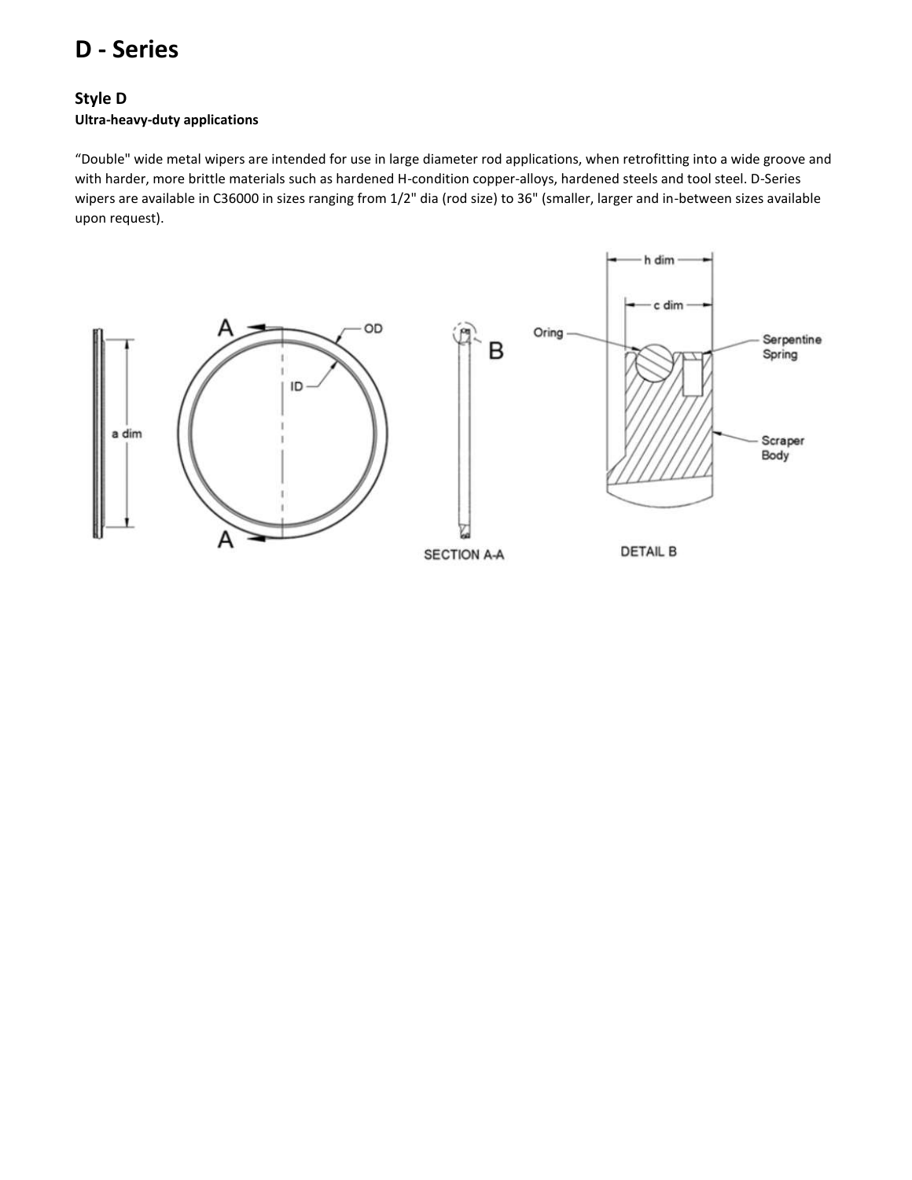# D - Series

### Style D

**Ultra-heavy-duty applications**

“Double" wide metal wipers are intended for use in large diameter rod applications, when retrofitting into a wide groove and with harder, more brittle materials such as hardened H-condition copper-alloys, hardened steels and tool steel. D-Series wipers are available in C36000 in sizes ranging from 1/2" dia (rod size) to 36" (smaller, larger and in-between sizes available upon request).

SECTION A-A

DETAIL B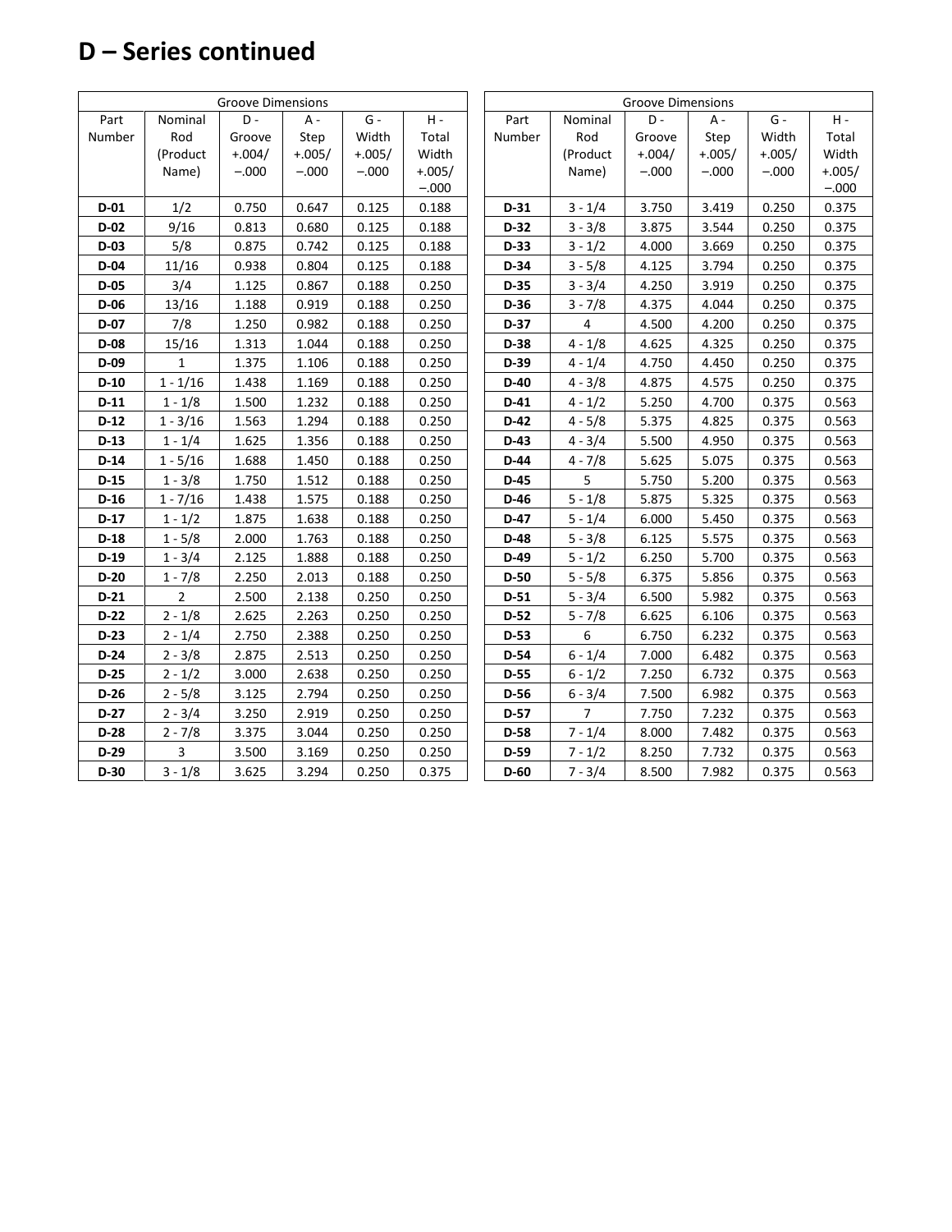# D – Series continued

| Groove Dimensions | | | | | |
|---|---|---|---|---|---|
| Part Number | Nominal Rod (Product Name) | D - Groove +.004/ –.000 | A - Step +.005/ –.000 | G - Width +.005/ –.000 | H - Total Width +.005/ –.000 |
| **D-01** | 1/2 | 0.750 | 0.647 | 0.125 | 0.188 |
| **D-02** | 9/16 | 0.813 | 0.680 | 0.125 | 0.188 |
| **D-03** | 5/8 | 0.875 | 0.742 | 0.125 | 0.188 |
| **D-04** | 11/16 | 0.938 | 0.804 | 0.125 | 0.188 |
| **D-05** | 3/4 | 1.125 | 0.867 | 0.188 | 0.250 |
| **D-06** | 13/16 | 1.188 | 0.919 | 0.188 | 0.250 |
| **D-07** | 7/8 | 1.250 | 0.982 | 0.188 | 0.250 |
| **D-08** | 15/16 | 1.313 | 1.044 | 0.188 | 0.250 |
| **D-09** | 1 | 1.375 | 1.106 | 0.188 | 0.250 |
| **D-10** | 1 - 1/16 | 1.438 | 1.169 | 0.188 | 0.250 |
| **D-11** | 1 - 1/8 | 1.500 | 1.232 | 0.188 | 0.250 |
| **D-12** | 1 - 3/16 | 1.563 | 1.294 | 0.188 | 0.250 |
| **D-13** | 1 - 1/4 | 1.625 | 1.356 | 0.188 | 0.250 |
| **D-14** | 1 - 5/16 | 1.688 | 1.450 | 0.188 | 0.250 |
| **D-15** | 1 - 3/8 | 1.750 | 1.512 | 0.188 | 0.250 |
| **D-16** | 1 - 7/16 | 1.438 | 1.575 | 0.188 | 0.250 |
| **D-17** | 1 - 1/2 | 1.875 | 1.638 | 0.188 | 0.250 |
| **D-18** | 1 - 5/8 | 2.000 | 1.763 | 0.188 | 0.250 |
| **D-19** | 1 - 3/4 | 2.125 | 1.888 | 0.188 | 0.250 |
| **D-20** | 1 - 7/8 | 2.250 | 2.013 | 0.188 | 0.250 |
| **D-21** | 2 | 2.500 | 2.138 | 0.250 | 0.250 |
| **D-22** | 2 - 1/8 | 2.625 | 2.263 | 0.250 | 0.250 |
| **D-23** | 2 - 1/4 | 2.750 | 2.388 | 0.250 | 0.250 |
| **D-24** | 2 - 3/8 | 2.875 | 2.513 | 0.250 | 0.250 |
| **D-25** | 2 - 1/2 | 3.000 | 2.638 | 0.250 | 0.250 |
| **D-26** | 2 - 5/8 | 3.125 | 2.794 | 0.250 | 0.250 |
| **D-27** | 2 - 3/4 | 3.250 | 2.919 | 0.250 | 0.250 |
| **D-28** | 2 - 7/8 | 3.375 | 3.044 | 0.250 | 0.250 |
| **D-29** | 3 | 3.500 | 3.169 | 0.250 | 0.250 |
| **D-30** | 3 - 1/8 | 3.625 | 3.294 | 0.250 | 0.375 |

| Groove Dimensions | | | | | |
|---|---|---|---|---|---|
| Part Number | Nominal Rod (Product Name) | D - Groove +.004/ –.000 | A - Step +.005/ –.000 | G - Width +.005/ –.000 | H - Total Width +.005/ –.000 |
| **D-31** | 3 - 1/4 | 3.750 | 3.419 | 0.250 | 0.375 |
| **D-32** | 3 - 3/8 | 3.875 | 3.544 | 0.250 | 0.375 |
| **D-33** | 3 - 1/2 | 4.000 | 3.669 | 0.250 | 0.375 |
| **D-34** | 3 - 5/8 | 4.125 | 3.794 | 0.250 | 0.375 |
| **D-35** | 3 - 3/4 | 4.250 | 3.919 | 0.250 | 0.375 |
| **D-36** | 3 - 7/8 | 4.375 | 4.044 | 0.250 | 0.375 |
| **D-37** | 4 | 4.500 | 4.200 | 0.250 | 0.375 |
| **D-38** | 4 - 1/8 | 4.625 | 4.325 | 0.250 | 0.375 |
| **D-39** | 4 - 1/4 | 4.750 | 4.450 | 0.250 | 0.375 |
| **D-40** | 4 - 3/8 | 4.875 | 4.575 | 0.250 | 0.375 |
| **D-41** | 4 - 1/2 | 5.250 | 4.700 | 0.375 | 0.563 |
| **D-42** | 4 - 5/8 | 5.375 | 4.825 | 0.375 | 0.563 |
| **D-43** | 4 - 3/4 | 5.500 | 4.950 | 0.375 | 0.563 |
| **D-44** | 4 - 7/8 | 5.625 | 5.075 | 0.375 | 0.563 |
| **D-45** | 5 | 5.750 | 5.200 | 0.375 | 0.563 |
| **D-46** | 5 - 1/8 | 5.875 | 5.325 | 0.375 | 0.563 |
| **D-47** | 5 - 1/4 | 6.000 | 5.450 | 0.375 | 0.563 |
| **D-48** | 5 - 3/8 | 6.125 | 5.575 | 0.375 | 0.563 |
| **D-49** | 5 - 1/2 | 6.250 | 5.700 | 0.375 | 0.563 |
| **D-50** | 5 - 5/8 | 6.375 | 5.856 | 0.375 | 0.563 |
| **D-51** | 5 - 3/4 | 6.500 | 5.982 | 0.375 | 0.563 |
| **D-52** | 5 - 7/8 | 6.625 | 6.106 | 0.375 | 0.563 |
| **D-53** | 6 | 6.750 | 6.232 | 0.375 | 0.563 |
| **D-54** | 6 - 1/4 | 7.000 | 6.482 | 0.375 | 0.563 |
| **D-55** | 6 - 1/2 | 7.250 | 6.732 | 0.375 | 0.563 |
| **D-56** | 6 - 3/4 | 7.500 | 6.982 | 0.375 | 0.563 |
| **D-57** | 7 | 7.750 | 7.232 | 0.375 | 0.563 |
| **D-58** | 7 - 1/4 | 8.000 | 7.482 | 0.375 | 0.563 |
| **D-59** | 7 - 1/2 | 8.250 | 7.732 | 0.375 | 0.563 |
| **D-60** | 7 - 3/4 | 8.500 | 7.982 | 0.375 | 0.563 |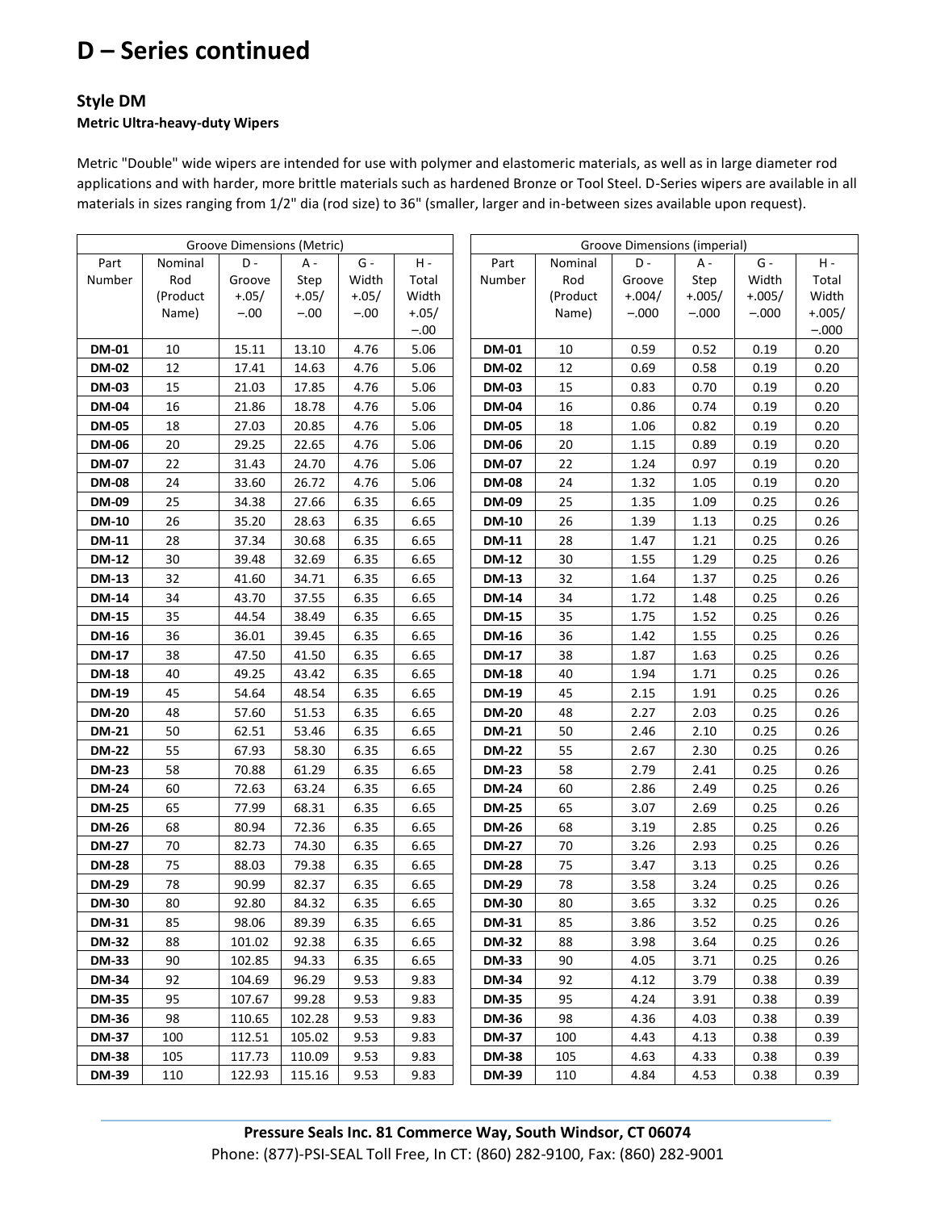# D – Series continued

## Style DM

**Metric Ultra-heavy-duty Wipers**

Metric "Double" wide wipers are intended for use with polymer and elastomeric materials, as well as in large diameter rod applications and with harder, more brittle materials such as hardened Bronze or Tool Steel. D-Series wipers are available in all materials in sizes ranging from 1/2" dia (rod size) to 36" (smaller, larger and in-between sizes available upon request).

| Groove Dimensions (Metric) | | | | | |
|---|---|---|---|---|---|
| Part Number | Nominal Rod (Product Name) | D - Groove +.05/ −.00 | A - Step +.05/ −.00 | G - Width +.05/ −.00 | H - Total Width +.05/ −.00 |
| **DM-01** | 10 | 15.11 | 13.10 | 4.76 | 5.06 |
| **DM-02** | 12 | 17.41 | 14.63 | 4.76 | 5.06 |
| **DM-03** | 15 | 21.03 | 17.85 | 4.76 | 5.06 |
| **DM-04** | 16 | 21.86 | 18.78 | 4.76 | 5.06 |
| **DM-05** | 18 | 27.03 | 20.85 | 4.76 | 5.06 |
| **DM-06** | 20 | 29.25 | 22.65 | 4.76 | 5.06 |
| **DM-07** | 22 | 31.43 | 24.70 | 4.76 | 5.06 |
| **DM-08** | 24 | 33.60 | 26.72 | 4.76 | 5.06 |
| **DM-09** | 25 | 34.38 | 27.66 | 6.35 | 6.65 |
| **DM-10** | 26 | 35.20 | 28.63 | 6.35 | 6.65 |
| **DM-11** | 28 | 37.34 | 30.68 | 6.35 | 6.65 |
| **DM-12** | 30 | 39.48 | 32.69 | 6.35 | 6.65 |
| **DM-13** | 32 | 41.60 | 34.71 | 6.35 | 6.65 |
| **DM-14** | 34 | 43.70 | 37.55 | 6.35 | 6.65 |
| **DM-15** | 35 | 44.54 | 38.49 | 6.35 | 6.65 |
| **DM-16** | 36 | 36.01 | 39.45 | 6.35 | 6.65 |
| **DM-17** | 38 | 47.50 | 41.50 | 6.35 | 6.65 |
| **DM-18** | 40 | 49.25 | 43.42 | 6.35 | 6.65 |
| **DM-19** | 45 | 54.64 | 48.54 | 6.35 | 6.65 |
| **DM-20** | 48 | 57.60 | 51.53 | 6.35 | 6.65 |
| **DM-21** | 50 | 62.51 | 53.46 | 6.35 | 6.65 |
| **DM-22** | 55 | 67.93 | 58.30 | 6.35 | 6.65 |
| **DM-23** | 58 | 70.88 | 61.29 | 6.35 | 6.65 |
| **DM-24** | 60 | 72.63 | 63.24 | 6.35 | 6.65 |
| **DM-25** | 65 | 77.99 | 68.31 | 6.35 | 6.65 |
| **DM-26** | 68 | 80.94 | 72.36 | 6.35 | 6.65 |
| **DM-27** | 70 | 82.73 | 74.30 | 6.35 | 6.65 |
| **DM-28** | 75 | 88.03 | 79.38 | 6.35 | 6.65 |
| **DM-29** | 78 | 90.99 | 82.37 | 6.35 | 6.65 |
| **DM-30** | 80 | 92.80 | 84.32 | 6.35 | 6.65 |
| **DM-31** | 85 | 98.06 | 89.39 | 6.35 | 6.65 |
| **DM-32** | 88 | 101.02 | 92.38 | 6.35 | 6.65 |
| **DM-33** | 90 | 102.85 | 94.33 | 6.35 | 6.65 |
| **DM-34** | 92 | 104.69 | 96.29 | 9.53 | 9.83 |
| **DM-35** | 95 | 107.67 | 99.28 | 9.53 | 9.83 |
| **DM-36** | 98 | 110.65 | 102.28 | 9.53 | 9.83 |
| **DM-37** | 100 | 112.51 | 105.02 | 9.53 | 9.83 |
| **DM-38** | 105 | 117.73 | 110.09 | 9.53 | 9.83 |
| **DM-39** | 110 | 122.93 | 115.16 | 9.53 | 9.83 |

| Groove Dimensions (imperial) | | | | | |
|---|---|---|---|---|---|
| Part Number | Nominal Rod (Product Name) | D - Groove +.004/ −.000 | A - Step +.005/ −.000 | G - Width +.005/ −.000 | H - Total Width +.005/ −.000 |
| **DM-01** | 10 | 0.59 | 0.52 | 0.19 | 0.20 |
| **DM-02** | 12 | 0.69 | 0.58 | 0.19 | 0.20 |
| **DM-03** | 15 | 0.83 | 0.70 | 0.19 | 0.20 |
| **DM-04** | 16 | 0.86 | 0.74 | 0.19 | 0.20 |
| **DM-05** | 18 | 1.06 | 0.82 | 0.19 | 0.20 |
| **DM-06** | 20 | 1.15 | 0.89 | 0.19 | 0.20 |
| **DM-07** | 22 | 1.24 | 0.97 | 0.19 | 0.20 |
| **DM-08** | 24 | 1.32 | 1.05 | 0.19 | 0.20 |
| **DM-09** | 25 | 1.35 | 1.09 | 0.25 | 0.26 |
| **DM-10** | 26 | 1.39 | 1.13 | 0.25 | 0.26 |
| **DM-11** | 28 | 1.47 | 1.21 | 0.25 | 0.26 |
| **DM-12** | 30 | 1.55 | 1.29 | 0.25 | 0.26 |
| **DM-13** | 32 | 1.64 | 1.37 | 0.25 | 0.26 |
| **DM-14** | 34 | 1.72 | 1.48 | 0.25 | 0.26 |
| **DM-15** | 35 | 1.75 | 1.52 | 0.25 | 0.26 |
| **DM-16** | 36 | 1.42 | 1.55 | 0.25 | 0.26 |
| **DM-17** | 38 | 1.87 | 1.63 | 0.25 | 0.26 |
| **DM-18** | 40 | 1.94 | 1.71 | 0.25 | 0.26 |
| **DM-19** | 45 | 2.15 | 1.91 | 0.25 | 0.26 |
| **DM-20** | 48 | 2.27 | 2.03 | 0.25 | 0.26 |
| **DM-21** | 50 | 2.46 | 2.10 | 0.25 | 0.26 |
| **DM-22** | 55 | 2.67 | 2.30 | 0.25 | 0.26 |
| **DM-23** | 58 | 2.79 | 2.41 | 0.25 | 0.26 |
| **DM-24** | 60 | 2.86 | 2.49 | 0.25 | 0.26 |
| **DM-25** | 65 | 3.07 | 2.69 | 0.25 | 0.26 |
| **DM-26** | 68 | 3.19 | 2.85 | 0.25 | 0.26 |
| **DM-27** | 70 | 3.26 | 2.93 | 0.25 | 0.26 |
| **DM-28** | 75 | 3.47 | 3.13 | 0.25 | 0.26 |
| **DM-29** | 78 | 3.58 | 3.24 | 0.25 | 0.26 |
| **DM-30** | 80 | 3.65 | 3.32 | 0.25 | 0.26 |
| **DM-31** | 85 | 3.86 | 3.52 | 0.25 | 0.26 |
| **DM-32** | 88 | 3.98 | 3.64 | 0.25 | 0.26 |
| **DM-33** | 90 | 4.05 | 3.71 | 0.25 | 0.26 |
| **DM-34** | 92 | 4.12 | 3.79 | 0.38 | 0.39 |
| **DM-35** | 95 | 4.24 | 3.91 | 0.38 | 0.39 |
| **DM-36** | 98 | 4.36 | 4.03 | 0.38 | 0.39 |
| **DM-37** | 100 | 4.43 | 4.13 | 0.38 | 0.39 |
| **DM-38** | 105 | 4.63 | 4.33 | 0.38 | 0.39 |
| **DM-39** | 110 | 4.84 | 4.53 | 0.38 | 0.39 |

**Pressure Seals Inc. 81 Commerce Way, South Windsor, CT 06074**
Phone: (877)-PSI-SEAL Toll Free, In CT: (860) 282-9100, Fax: (860) 282-9001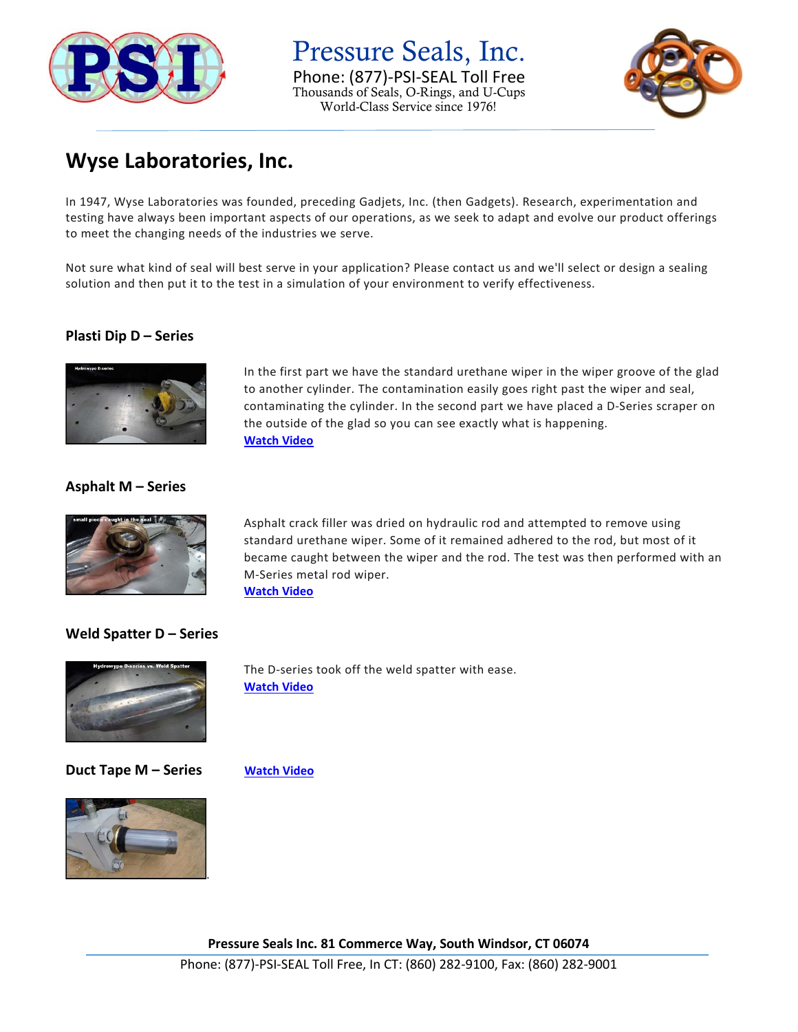## Wyse Laboratories, Inc.

In 1947, Wyse Laboratories was founded, preceding Gadjets, Inc. (then Gadgets). Research, experimentation and testing have always been important aspects of our operations, as we seek to adapt and evolve our product offerings to meet the changing needs of the industries we serve.

Not sure what kind of seal will best serve in your application? Please contact us and we'll select or design a sealing solution and then put it to the test in a simulation of your environment to verify effectiveness.

### Plasti Dip D – Series

In the first part we have the standard urethane wiper in the wiper groove of the glad to another cylinder. The contamination easily goes right past the wiper and seal, contaminating the cylinder. In the second part we have placed a D-Series scraper on the outside of the glad so you can see exactly what is happening.

**Watch Video**

### Asphalt M – Series

Asphalt crack filler was dried on hydraulic rod and attempted to remove using standard urethane wiper. Some of it remained adhered to the rod, but most of it became caught between the wiper and the rod. The test was then performed with an M-Series metal rod wiper.

**Watch Video**

### Weld Spatter D – Series

The D-series took off the weld spatter with ease.

**Watch Video**

### Duct Tape M – Series

**Watch Video**

**Pressure Seals Inc. 81 Commerce Way, South Windsor, CT 06074**

Phone: (877)-PSI-SEAL Toll Free, In CT: (860) 282-9100, Fax: (860) 282-9001